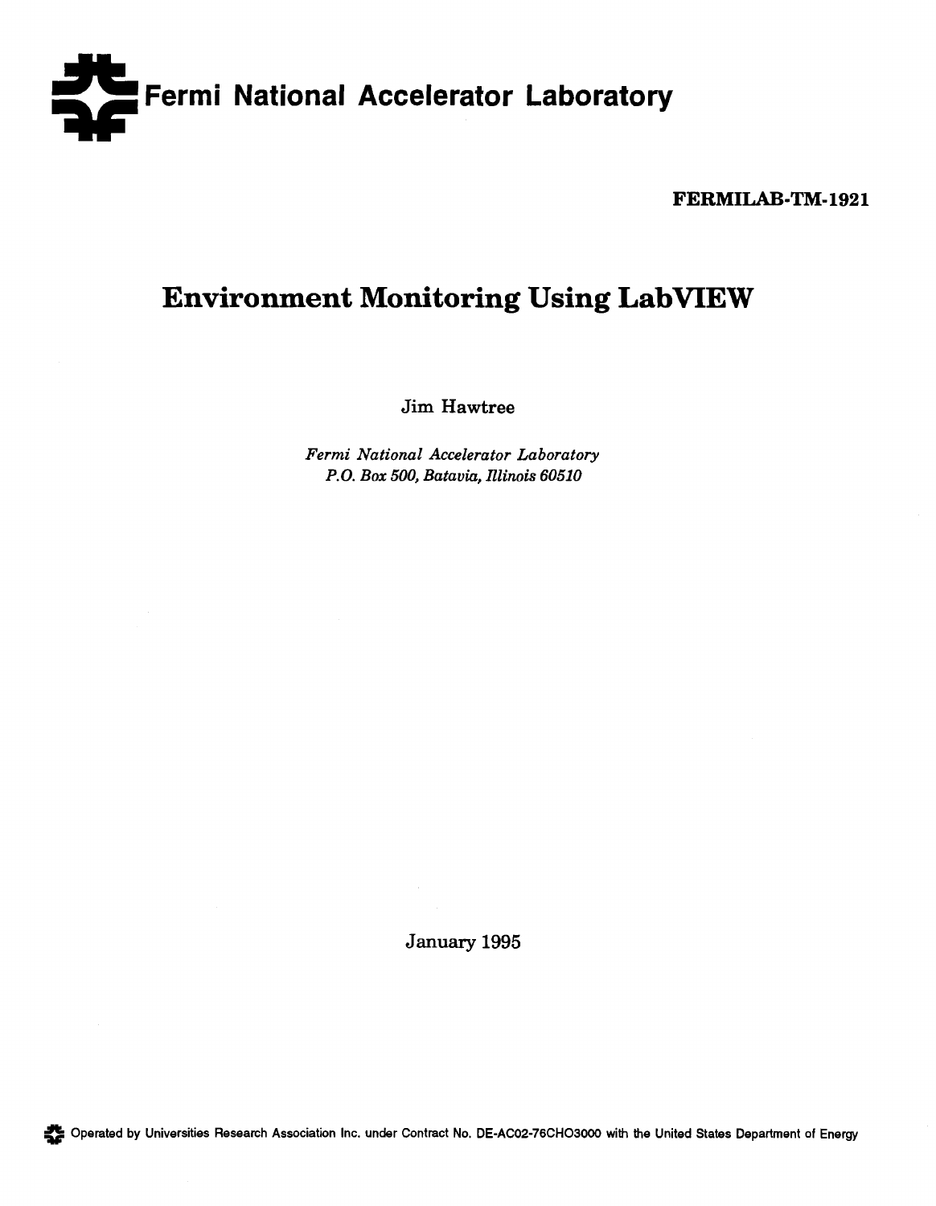**Fermi National Accelerator Laboratory**

**FERMILAB-TM-1921**

# Environment Monitoring Using LabVIEW

Jim Hawtree

*Fermi National Accelerator Laboratory*
*P.O. Box 500, Batavia, Illinois 60510*

January 1995

Operated by Universities Research Association Inc. under Contract No. DE-AC02-76CHO3000 with the United States Department of Energy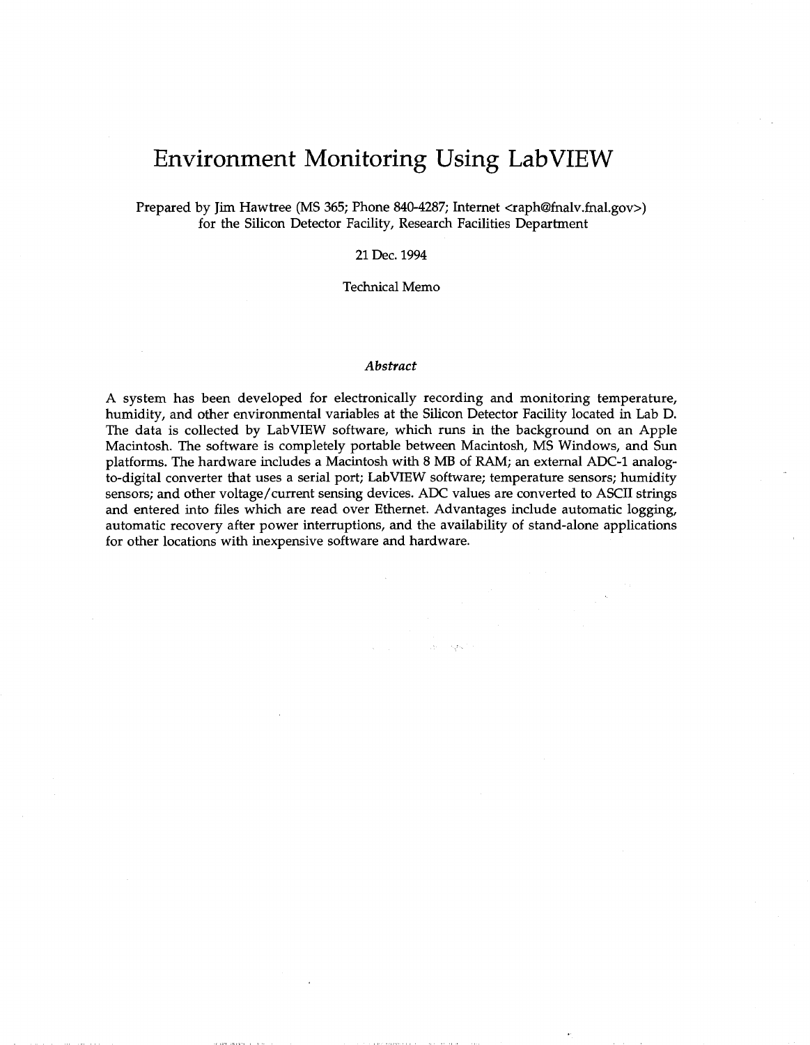# Environment Monitoring Using LabVIEW

Prepared by Jim Hawtree (MS 365; Phone 840-4287; Internet <raph@fnalv.fnal.gov>)
for the Silicon Detector Facility, Research Facilities Department

21 Dec. 1994

Technical Memo

### *Abstract*

A system has been developed for electronically recording and monitoring temperature, humidity, and other environmental variables at the Silicon Detector Facility located in Lab D. The data is collected by LabVIEW software, which runs in the background on an Apple Macintosh. The software is completely portable between Macintosh, MS Windows, and Sun platforms. The hardware includes a Macintosh with 8 MB of RAM; an external ADC-1 analog-to-digital converter that uses a serial port; LabVIEW software; temperature sensors; humidity sensors; and other voltage/current sensing devices. ADC values are converted to ASCII strings and entered into files which are read over Ethernet. Advantages include automatic logging, automatic recovery after power interruptions, and the availability of stand-alone applications for other locations with inexpensive software and hardware.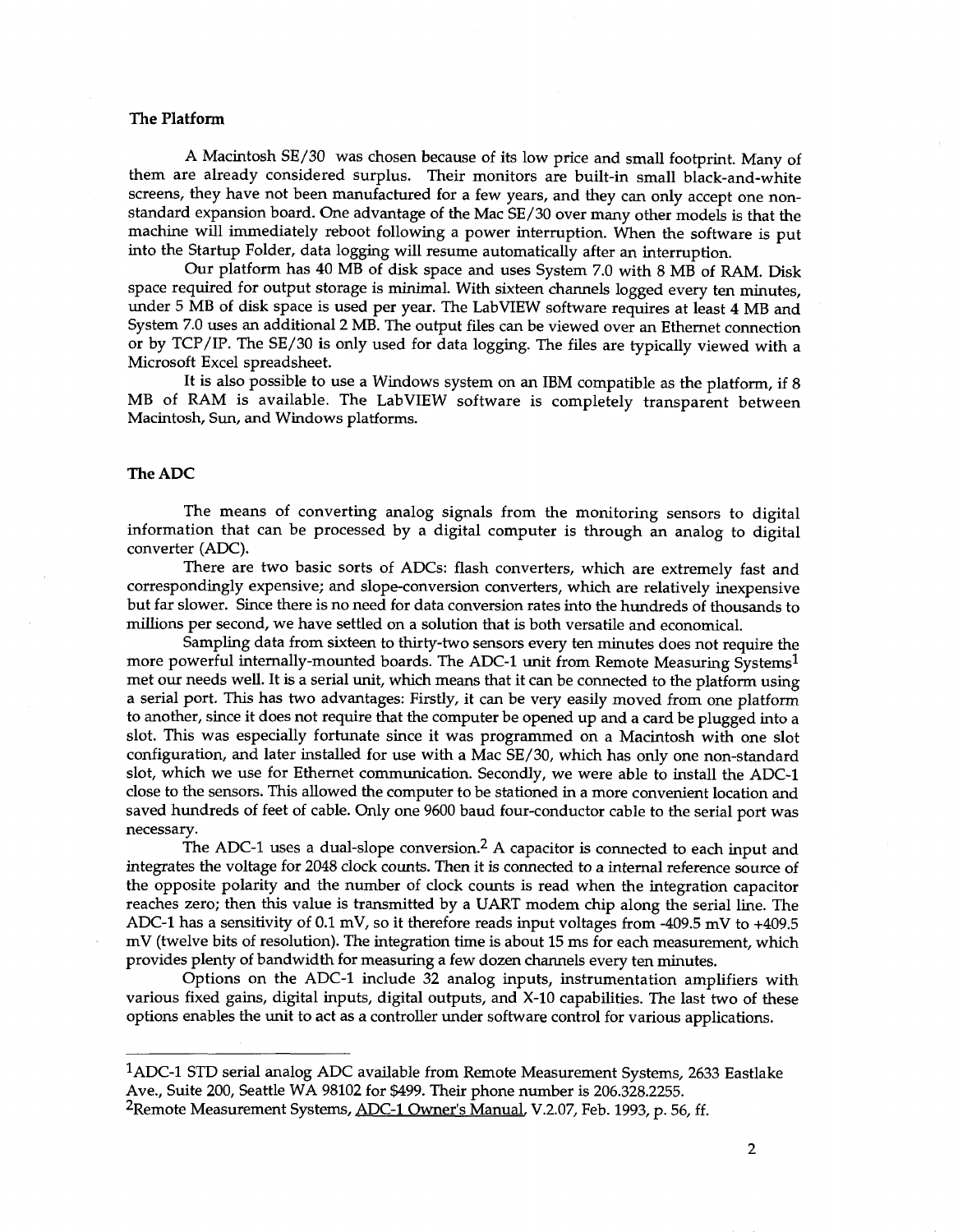## The Platform

A Macintosh SE/30 was chosen because of its low price and small footprint. Many of them are already considered surplus. Their monitors are built-in small black-and-white screens, they have not been manufactured for a few years, and they can only accept one non-standard expansion board. One advantage of the Mac SE/30 over many other models is that the machine will immediately reboot following a power interruption. When the software is put into the Startup Folder, data logging will resume automatically after an interruption.

Our platform has 40 MB of disk space and uses System 7.0 with 8 MB of RAM. Disk space required for output storage is minimal. With sixteen channels logged every ten minutes, under 5 MB of disk space is used per year. The LabVIEW software requires at least 4 MB and System 7.0 uses an additional 2 MB. The output files can be viewed over an Ethernet connection or by TCP/IP. The SE/30 is only used for data logging. The files are typically viewed with a Microsoft Excel spreadsheet.

It is also possible to use a Windows system on an IBM compatible as the platform, if 8 MB of RAM is available. The LabVIEW software is completely transparent between Macintosh, Sun, and Windows platforms.

## The ADC

The means of converting analog signals from the monitoring sensors to digital information that can be processed by a digital computer is through an analog to digital converter (ADC).

There are two basic sorts of ADCs: flash converters, which are extremely fast and correspondingly expensive; and slope-conversion converters, which are relatively inexpensive but far slower. Since there is no need for data conversion rates into the hundreds of thousands to millions per second, we have settled on a solution that is both versatile and economical.

Sampling data from sixteen to thirty-two sensors every ten minutes does not require the more powerful internally-mounted boards. The ADC-1 unit from Remote Measuring Systems[1] met our needs well. It is a serial unit, which means that it can be connected to the platform using a serial port. This has two advantages: Firstly, it can be very easily moved from one platform to another, since it does not require that the computer be opened up and a card be plugged into a slot. This was especially fortunate since it was programmed on a Macintosh with one slot configuration, and later installed for use with a Mac SE/30, which has only one non-standard slot, which we use for Ethernet communication. Secondly, we were able to install the ADC-1 close to the sensors. This allowed the computer to be stationed in a more convenient location and saved hundreds of feet of cable. Only one 9600 baud four-conductor cable to the serial port was necessary.

The ADC-1 uses a dual-slope conversion.[2] A capacitor is connected to each input and integrates the voltage for 2048 clock counts. Then it is connected to a internal reference source of the opposite polarity and the number of clock counts is read when the integration capacitor reaches zero; then this value is transmitted by a UART modem chip along the serial line. The ADC-1 has a sensitivity of 0.1 mV, so it therefore reads input voltages from -409.5 mV to +409.5 mV (twelve bits of resolution). The integration time is about 15 ms for each measurement, which provides plenty of bandwidth for measuring a few dozen channels every ten minutes.

Options on the ADC-1 include 32 analog inputs, instrumentation amplifiers with various fixed gains, digital inputs, digital outputs, and X-10 capabilities. The last two of these options enables the unit to act as a controller under software control for various applications.

---

[1] ADC-1 STD serial analog ADC available from Remote Measurement Systems, 2633 Eastlake Ave., Suite 200, Seattle WA 98102 for $499. Their phone number is 206.328.2255.

[2] Remote Measurement Systems, ADC-1 Owner's Manual, V.2.07, Feb. 1993, p. 56, ff.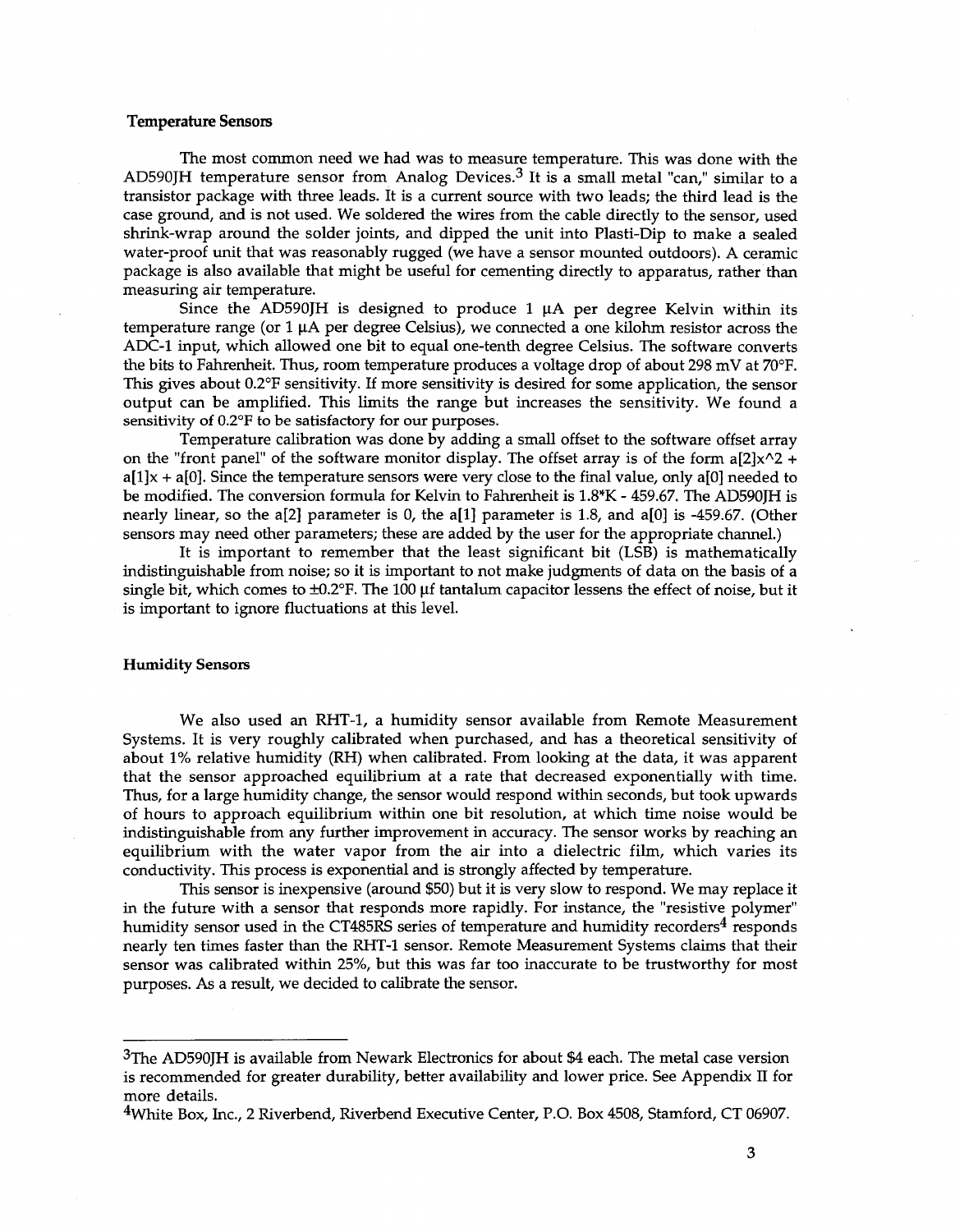### Temperature Sensors

The most common need we had was to measure temperature. This was done with the AD590JH temperature sensor from Analog Devices.[3] It is a small metal "can," similar to a transistor package with three leads. It is a current source with two leads; the third lead is the case ground, and is not used. We soldered the wires from the cable directly to the sensor, used shrink-wrap around the solder joints, and dipped the unit into Plasti-Dip to make a sealed water-proof unit that was reasonably rugged (we have a sensor mounted outdoors). A ceramic package is also available that might be useful for cementing directly to apparatus, rather than measuring air temperature.

Since the AD590JH is designed to produce 1 µA per degree Kelvin within its temperature range (or 1 µA per degree Celsius), we connected a one kilohm resistor across the ADC-1 input, which allowed one bit to equal one-tenth degree Celsius. The software converts the bits to Fahrenheit. Thus, room temperature produces a voltage drop of about 298 mV at 70°F. This gives about 0.2°F sensitivity. If more sensitivity is desired for some application, the sensor output can be amplified. This limits the range but increases the sensitivity. We found a sensitivity of 0.2°F to be satisfactory for our purposes.

Temperature calibration was done by adding a small offset to the software offset array on the "front panel" of the software monitor display. The offset array is of the form a[2]x^2 + a[1]x + a[0]. Since the temperature sensors were very close to the final value, only a[0] needed to be modified. The conversion formula for Kelvin to Fahrenheit is 1.8*K - 459.67. The AD590JH is nearly linear, so the a[2] parameter is 0, the a[1] parameter is 1.8, and a[0] is -459.67. (Other sensors may need other parameters; these are added by the user for the appropriate channel.)

It is important to remember that the least significant bit (LSB) is mathematically indistinguishable from noise; so it is important to not make judgments of data on the basis of a single bit, which comes to ±0.2°F. The 100 µf tantalum capacitor lessens the effect of noise, but it is important to ignore fluctuations at this level.

### Humidity Sensors

We also used an RHT-1, a humidity sensor available from Remote Measurement Systems. It is very roughly calibrated when purchased, and has a theoretical sensitivity of about 1% relative humidity (RH) when calibrated. From looking at the data, it was apparent that the sensor approached equilibrium at a rate that decreased exponentially with time. Thus, for a large humidity change, the sensor would respond within seconds, but took upwards of hours to approach equilibrium within one bit resolution, at which time noise would be indistinguishable from any further improvement in accuracy. The sensor works by reaching an equilibrium with the water vapor from the air into a dielectric film, which varies its conductivity. This process is exponential and is strongly affected by temperature.

This sensor is inexpensive (around $50) but it is very slow to respond. We may replace it in the future with a sensor that responds more rapidly. For instance, the "resistive polymer" humidity sensor used in the CT485RS series of temperature and humidity recorders[4] responds nearly ten times faster than the RHT-1 sensor. Remote Measurement Systems claims that their sensor was calibrated within 25%, but this was far too inaccurate to be trustworthy for most purposes. As a result, we decided to calibrate the sensor.

---

[3] The AD590JH is available from Newark Electronics for about $4 each. The metal case version is recommended for greater durability, better availability and lower price. See Appendix II for more details.

[4] White Box, Inc., 2 Riverbend, Riverbend Executive Center, P.O. Box 4508, Stamford, CT 06907.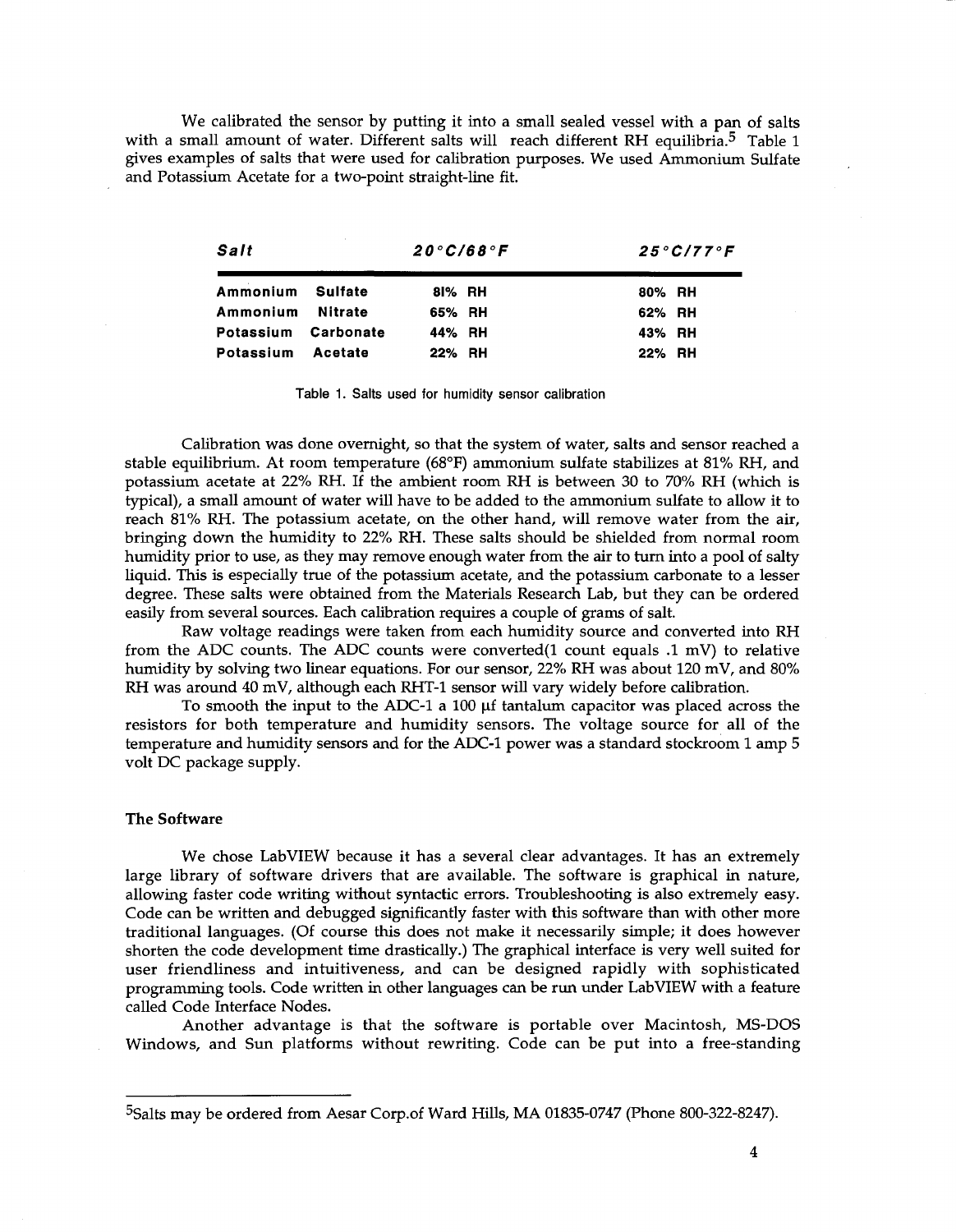We calibrated the sensor by putting it into a small sealed vessel with a pan of salts with a small amount of water. Different salts will reach different RH equilibria.[5] Table 1 gives examples of salts that were used for calibration purposes. We used Ammonium Sulfate and Potassium Acetate for a two-point straight-line fit.

| *Salt* | *20°C/68°F* | *25°C/77°F* |
|---|---|---|
| **Ammonium Sulfate** | **81% RH** | **80% RH** |
| **Ammonium Nitrate** | **65% RH** | **62% RH** |
| **Potassium Carbonate** | **44% RH** | **43% RH** |
| **Potassium Acetate** | **22% RH** | **22% RH** |

Table 1. Salts used for humidity sensor calibration

Calibration was done overnight, so that the system of water, salts and sensor reached a stable equilibrium. At room temperature (68°F) ammonium sulfate stabilizes at 81% RH, and potassium acetate at 22% RH. If the ambient room RH is between 30 to 70% RH (which is typical), a small amount of water will have to be added to the ammonium sulfate to allow it to reach 81% RH. The potassium acetate, on the other hand, will remove water from the air, bringing down the humidity to 22% RH. These salts should be shielded from normal room humidity prior to use, as they may remove enough water from the air to turn into a pool of salty liquid. This is especially true of the potassium acetate, and the potassium carbonate to a lesser degree. These salts were obtained from the Materials Research Lab, but they can be ordered easily from several sources. Each calibration requires a couple of grams of salt.

Raw voltage readings were taken from each humidity source and converted into RH from the ADC counts. The ADC counts were converted(1 count equals .1 mV) to relative humidity by solving two linear equations. For our sensor, 22% RH was about 120 mV, and 80% RH was around 40 mV, although each RHT-1 sensor will vary widely before calibration.

To smooth the input to the ADC-1 a 100 µf tantalum capacitor was placed across the resistors for both temperature and humidity sensors. The voltage source for all of the temperature and humidity sensors and for the ADC-1 power was a standard stockroom 1 amp 5 volt DC package supply.

### The Software

We chose LabVIEW because it has a several clear advantages. It has an extremely large library of software drivers that are available. The software is graphical in nature, allowing faster code writing without syntactic errors. Troubleshooting is also extremely easy. Code can be written and debugged significantly faster with this software than with other more traditional languages. (Of course this does not make it necessarily simple; it does however shorten the code development time drastically.) The graphical interface is very well suited for user friendliness and intuitiveness, and can be designed rapidly with sophisticated programming tools. Code written in other languages can be run under LabVIEW with a feature called Code Interface Nodes.

Another advantage is that the software is portable over Macintosh, MS-DOS Windows, and Sun platforms without rewriting. Code can be put into a free-standing

[5] Salts may be ordered from Aesar Corp.of Ward Hills, MA 01835-0747 (Phone 800-322-8247).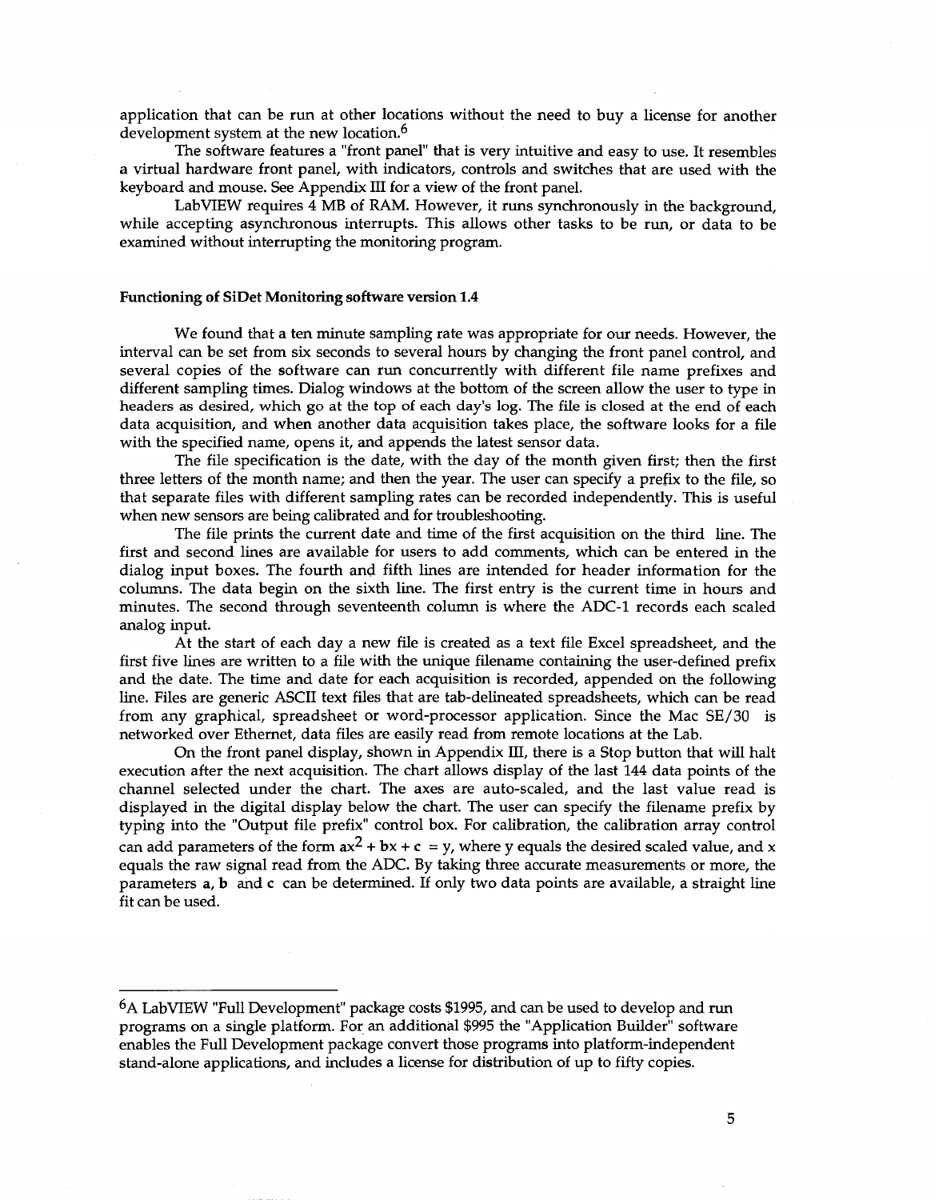application that can be run at other locations without the need to buy a license for another development system at the new location.[6]

The software features a "front panel" that is very intuitive and easy to use. It resembles a virtual hardware front panel, with indicators, controls and switches that are used with the keyboard and mouse. See Appendix III for a view of the front panel.

LabVIEW requires 4 MB of RAM. However, it runs synchronously in the background, while accepting asynchronous interrupts. This allows other tasks to be run, or data to be examined without interrupting the monitoring program.

**Functioning of SiDet Monitoring software version 1.4**

We found that a ten minute sampling rate was appropriate for our needs. However, the interval can be set from six seconds to several hours by changing the front panel control, and several copies of the software can run concurrently with different file name prefixes and different sampling times. Dialog windows at the bottom of the screen allow the user to type in headers as desired, which go at the top of each day's log. The file is closed at the end of each data acquisition, and when another data acquisition takes place, the software looks for a file with the specified name, opens it, and appends the latest sensor data.

The file specification is the date, with the day of the month given first; then the first three letters of the month name; and then the year. The user can specify a prefix to the file, so that separate files with different sampling rates can be recorded independently. This is useful when new sensors are being calibrated and for troubleshooting.

The file prints the current date and time of the first acquisition on the third line. The first and second lines are available for users to add comments, which can be entered in the dialog input boxes. The fourth and fifth lines are intended for header information for the columns. The data begin on the sixth line. The first entry is the current time in hours and minutes. The second through seventeenth column is where the ADC-1 records each scaled analog input.

At the start of each day a new file is created as a text file Excel spreadsheet, and the first five lines are written to a file with the unique filename containing the user-defined prefix and the date. The time and date for each acquisition is recorded, appended on the following line. Files are generic ASCII text files that are tab-delineated spreadsheets, which can be read from any graphical, spreadsheet or word-processor application. Since the Mac SE/30 is networked over Ethernet, data files are easily read from remote locations at the Lab.

On the front panel display, shown in Appendix III, there is a Stop button that will halt execution after the next acquisition. The chart allows display of the last 144 data points of the channel selected under the chart. The axes are auto-scaled, and the last value read is displayed in the digital display below the chart. The user can specify the filename prefix by typing into the "Output file prefix" control box. For calibration, the calibration array control can add parameters of the form $ax^2 + bx + c = y$, where y equals the desired scaled value, and x equals the raw signal read from the ADC. By taking three accurate measurements or more, the parameters **a**, **b** and **c** can be determined. If only two data points are available, a straight line fit can be used.

---

[6] A LabVIEW "Full Development" package costs $1995, and can be used to develop and run programs on a single platform. For an additional $995 the "Application Builder" software enables the Full Development package convert those programs into platform-independent stand-alone applications, and includes a license for distribution of up to fifty copies.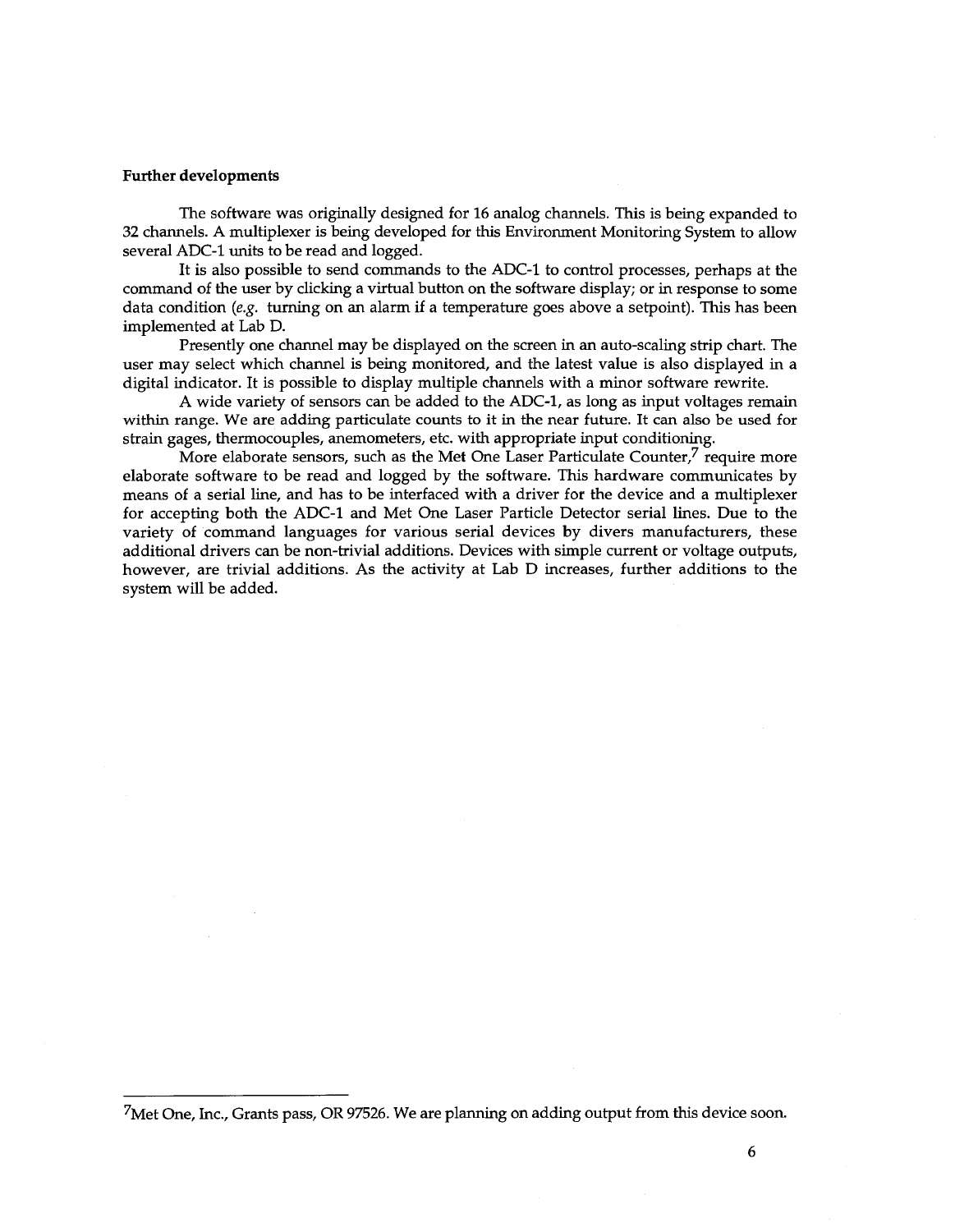**Further developments**

The software was originally designed for 16 analog channels. This is being expanded to 32 channels. A multiplexer is being developed for this Environment Monitoring System to allow several ADC-1 units to be read and logged.

It is also possible to send commands to the ADC-1 to control processes, perhaps at the command of the user by clicking a virtual button on the software display; or in response to some data condition (*e.g.* turning on an alarm if a temperature goes above a setpoint). This has been implemented at Lab D.

Presently one channel may be displayed on the screen in an auto-scaling strip chart. The user may select which channel is being monitored, and the latest value is also displayed in a digital indicator. It is possible to display multiple channels with a minor software rewrite.

A wide variety of sensors can be added to the ADC-1, as long as input voltages remain within range. We are adding particulate counts to it in the near future. It can also be used for strain gages, thermocouples, anemometers, etc. with appropriate input conditioning.

More elaborate sensors, such as the Met One Laser Particulate Counter,[7] require more elaborate software to be read and logged by the software. This hardware communicates by means of a serial line, and has to be interfaced with a driver for the device and a multiplexer for accepting both the ADC-1 and Met One Laser Particle Detector serial lines. Due to the variety of command languages for various serial devices by divers manufacturers, these additional drivers can be non-trivial additions. Devices with simple current or voltage outputs, however, are trivial additions. As the activity at Lab D increases, further additions to the system will be added.

---

[7]Met One, Inc., Grants pass, OR 97526. We are planning on adding output from this device soon.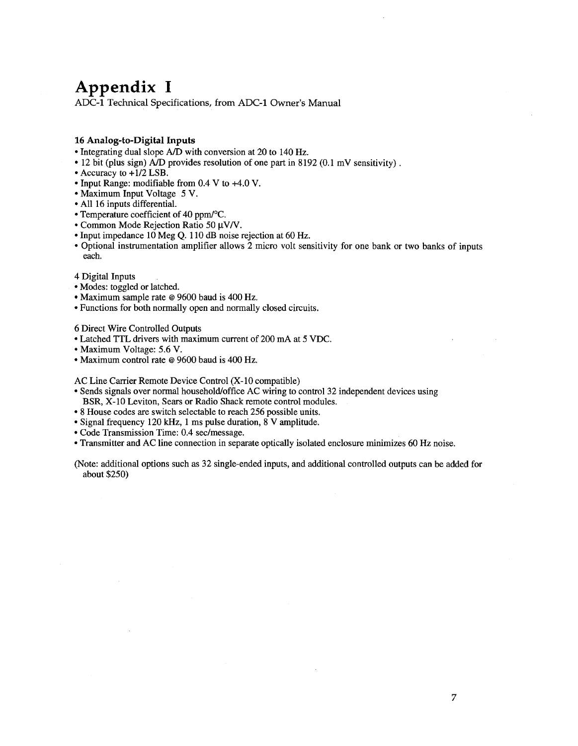# Appendix I

ADC-1 Technical Specifications, from ADC-1 Owner's Manual

### 16 Analog-to-Digital Inputs

- Integrating dual slope A/D with conversion at 20 to 140 Hz.
- 12 bit (plus sign) A/D provides resolution of one part in 8192 (0.1 mV sensitivity) .
- Accuracy to +1/2 LSB.
- Input Range: modifiable from 0.4 V to +4.0 V.
- Maximum Input Voltage 5 V.
- All 16 inputs differential.
- Temperature coefficient of 40 ppm/°C.
- Common Mode Rejection Ratio 50 µV/V.
- Input impedance 10 Meg Q. 110 dB noise rejection at 60 Hz.
- Optional instrumentation amplifier allows 2 micro volt sensitivity for one bank or two banks of inputs each.

4 Digital Inputs

- Modes: toggled or latched.
- Maximum sample rate @ 9600 baud is 400 Hz.
- Functions for both normally open and normally closed circuits.

6 Direct Wire Controlled Outputs

- Latched TTL drivers with maximum current of 200 mA at 5 VDC.
- Maximum Voltage: 5.6 V.
- Maximum control rate @ 9600 baud is 400 Hz.

AC Line Carrier Remote Device Control (X-10 compatible)

- Sends signals over normal household/office AC wiring to control 32 independent devices using BSR, X-10 Leviton, Sears or Radio Shack remote control modules.
- 8 House codes are switch selectable to reach 256 possible units.
- Signal frequency 120 kHz, 1 ms pulse duration, 8 V amplitude.
- Code Transmission Time: 0.4 sec/message.
- Transmitter and AC line connection in separate optically isolated enclosure minimizes 60 Hz noise.

(Note: additional options such as 32 single-ended inputs, and additional controlled outputs can be added for about $250)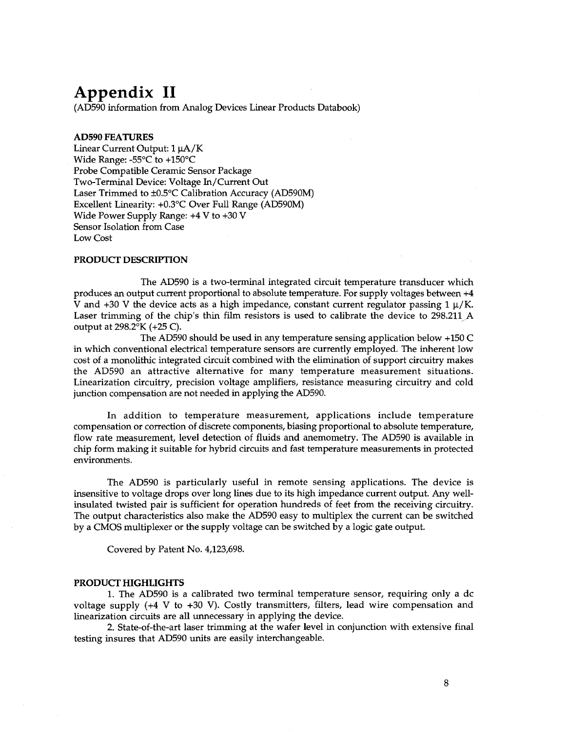# Appendix II

(AD590 information from Analog Devices Linear Products Databook)

### AD590 FEATURES

Linear Current Output: 1 µA/K
Wide Range: -55°C to +150°C
Probe Compatible Ceramic Sensor Package
Two-Terminal Device: Voltage In/Current Out
Laser Trimmed to ±0.5°C Calibration Accuracy (AD590M)
Excellent Linearity: +0.3°C Over Full Range (AD590M)
Wide Power Supply Range: +4 V to +30 V
Sensor Isolation from Case
Low Cost

### PRODUCT DESCRIPTION

The AD590 is a two-terminal integrated circuit temperature transducer which produces an output current proportional to absolute temperature. For supply voltages between +4 V and +30 V the device acts as a high impedance, constant current regulator passing 1 µ/K. Laser trimming of the chip's thin film resistors is used to calibrate the device to 298.211 A output at 298.2°K (+25 C).

The AD590 should be used in any temperature sensing application below +150 C in which conventional electrical temperature sensors are currently employed. The inherent low cost of a monolithic integrated circuit combined with the elimination of support circuitry makes the AD590 an attractive alternative for many temperature measurement situations. Linearization circuitry, precision voltage amplifiers, resistance measuring circuitry and cold junction compensation are not needed in applying the AD590.

In addition to temperature measurement, applications include temperature compensation or correction of discrete components, biasing proportional to absolute temperature, flow rate measurement, level detection of fluids and anemometry. The AD590 is available in chip form making it suitable for hybrid circuits and fast temperature measurements in protected environments.

The AD590 is particularly useful in remote sensing applications. The device is insensitive to voltage drops over long lines due to its high impedance current output. Any well-insulated twisted pair is sufficient for operation hundreds of feet from the receiving circuitry. The output characteristics also make the AD590 easy to multiplex the current can be switched by a CMOS multiplexer or the supply voltage can be switched by a logic gate output.

Covered by Patent No. 4,123,698.

### PRODUCT HIGHLIGHTS

1. The AD590 is a calibrated two terminal temperature sensor, requiring only a dc voltage supply (+4 V to +30 V). Costly transmitters, filters, lead wire compensation and linearization circuits are all unnecessary in applying the device.

2. State-of-the-art laser trimming at the wafer level in conjunction with extensive final testing insures that AD590 units are easily interchangeable.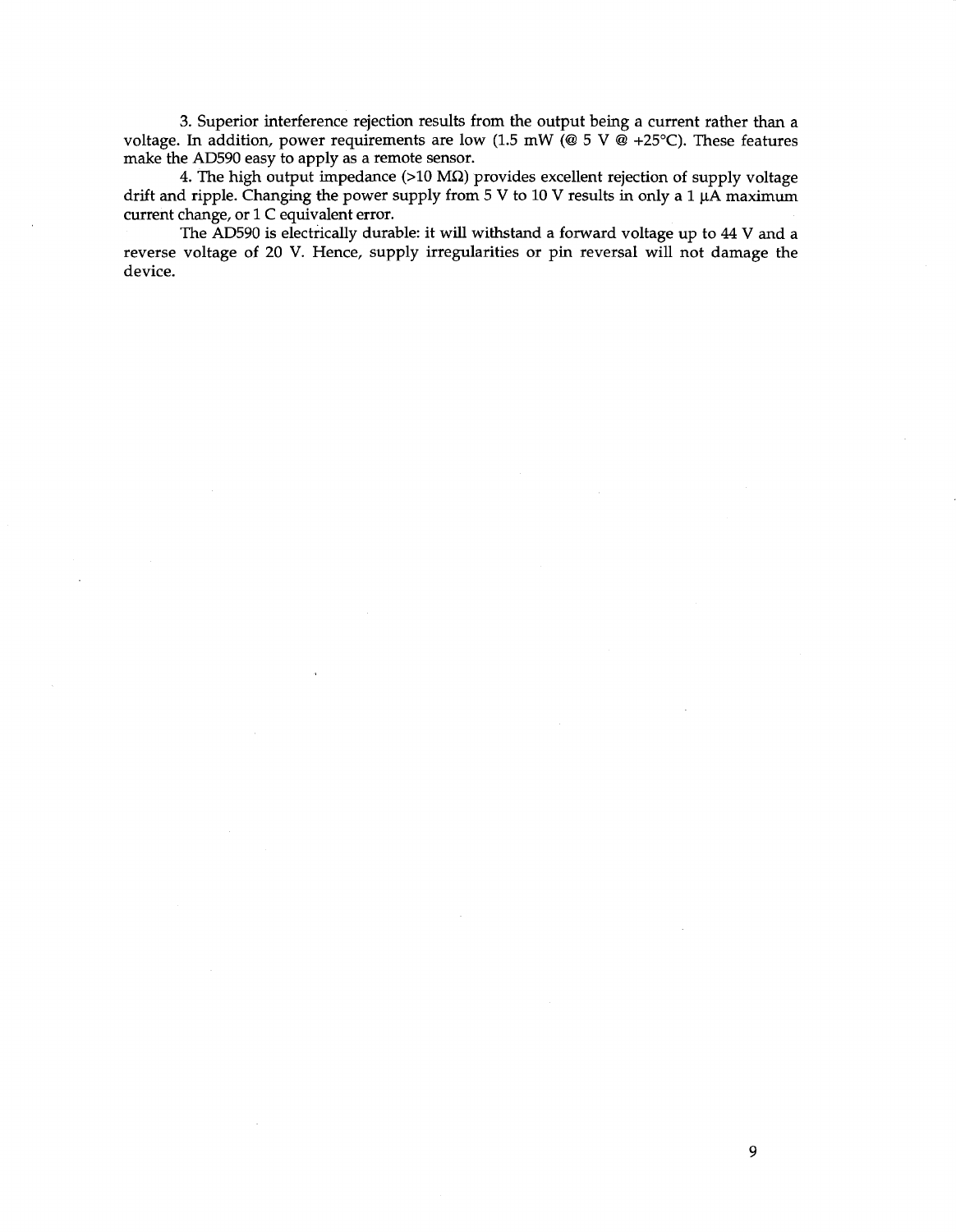3. Superior interference rejection results from the output being a current rather than a voltage. In addition, power requirements are low (1.5 mW (@ 5 V @ +25°C). These features make the AD590 easy to apply as a remote sensor.

4. The high output impedance (>10 MΩ) provides excellent rejection of supply voltage drift and ripple. Changing the power supply from 5 V to 10 V results in only a 1 μA maximum current change, or 1 C equivalent error.

The AD590 is electrically durable: it will withstand a forward voltage up to 44 V and a reverse voltage of 20 V. Hence, supply irregularities or pin reversal will not damage the device.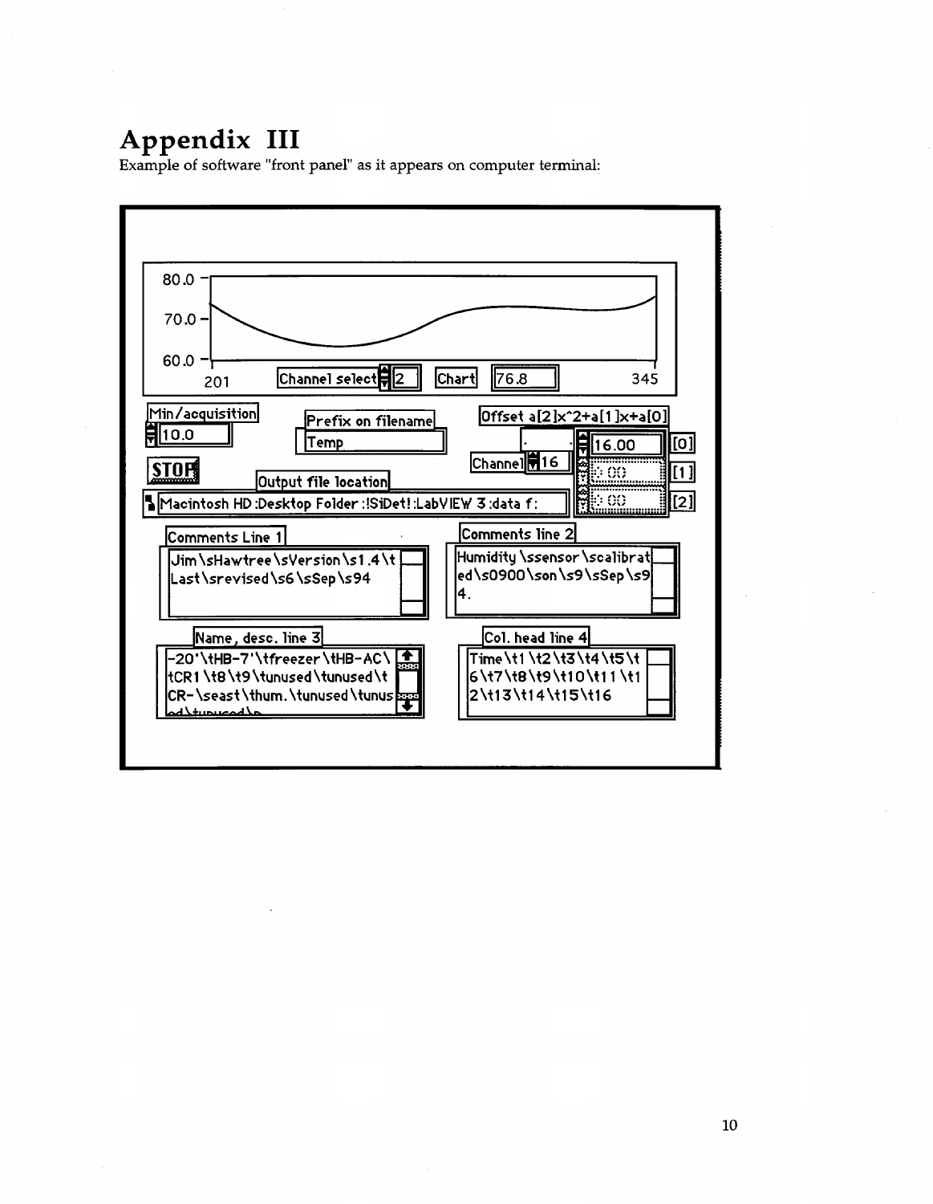# Appendix III

Example of software "front panel" as it appears on computer terminal:

80.0

70.0

60.0

201

Channel select 2

Chart

76.8

345

Min/acquisition

10.0

Prefix on filename

Temp

Offset a[2]x^2+a[1]x+a[0]

16.00 [0]

Channel 16

0.00 [1]

0.00 [2]

STOP

Output file location

Macintosh HD:Desktop Folder:!SiDet!:LabVIEW 3:data f:

Comments Line 1

Jim\sHawtree\sVersion\s1.4\t
Last\srevised\s6\sSep\s94

Comments line 2

Humidity\ssensor\scalibrat
ed\s0900\son\s9\sSep\s9
4.

Name, desc. line 3

-20'\tHB-7'\tfreezer\tHB-AC\
tCR1\t8\t9\tunused\tunused\t
CR-\seast\thum.\tunused\tunus
ed\tunused\n

Col. head line 4

Time\t1\t2\t3\t4\t5\t
6\t7\t8\t9\t10\t11\t1
2\t13\t14\t15\t16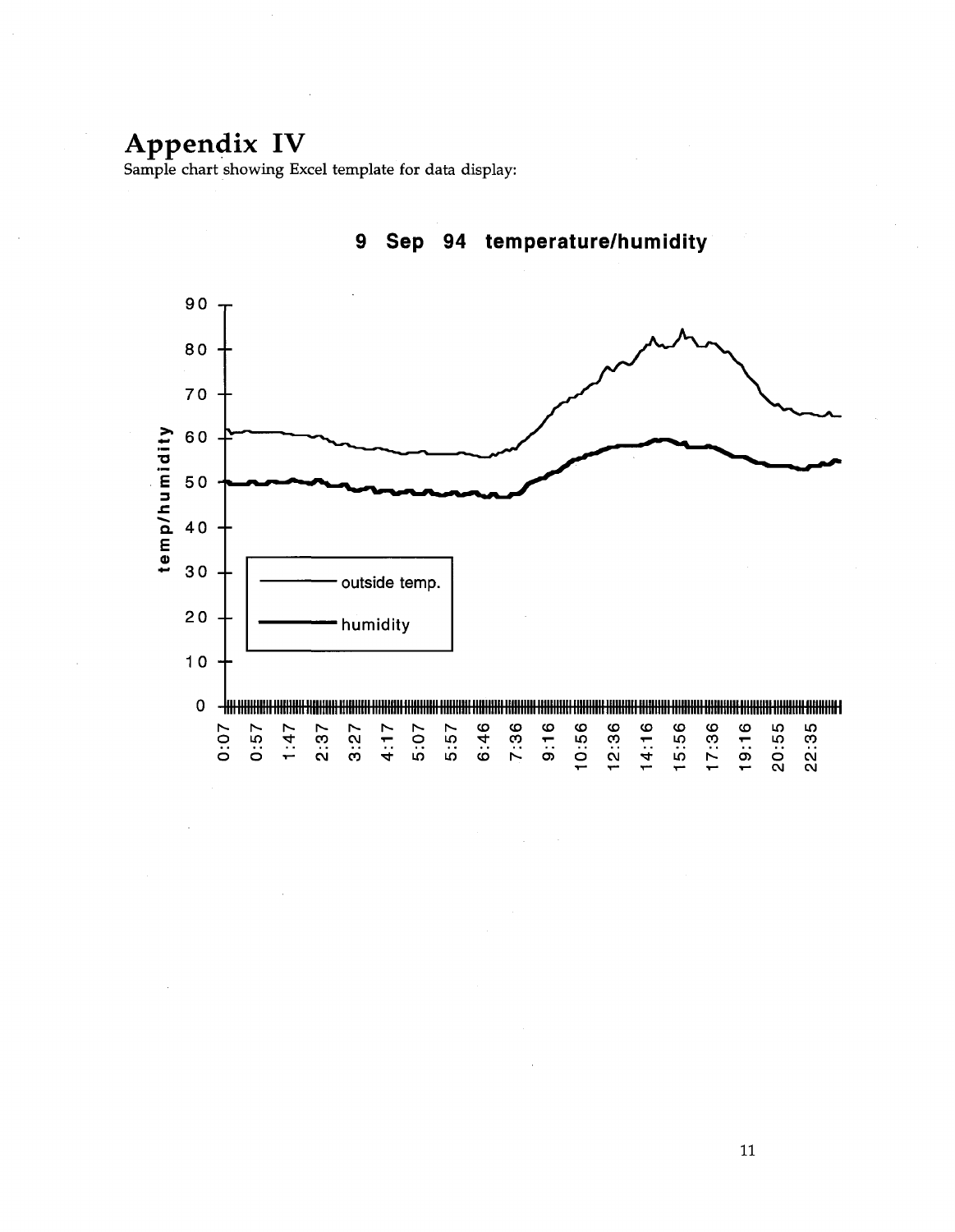# Appendix IV

Sample chart showing Excel template for data display:

**9 Sep 94 temperature/humidity**

temp/humidity

90
80
70
60
50
40
30
20
10
0

outside temp.
humidity

0:07
0:57
1:47
2:37
3:27
4:17
5:07
5:57
6:46
7:36
9:16
10:56
12:36
14:16
15:56
17:36
19:16
20:55
22:35